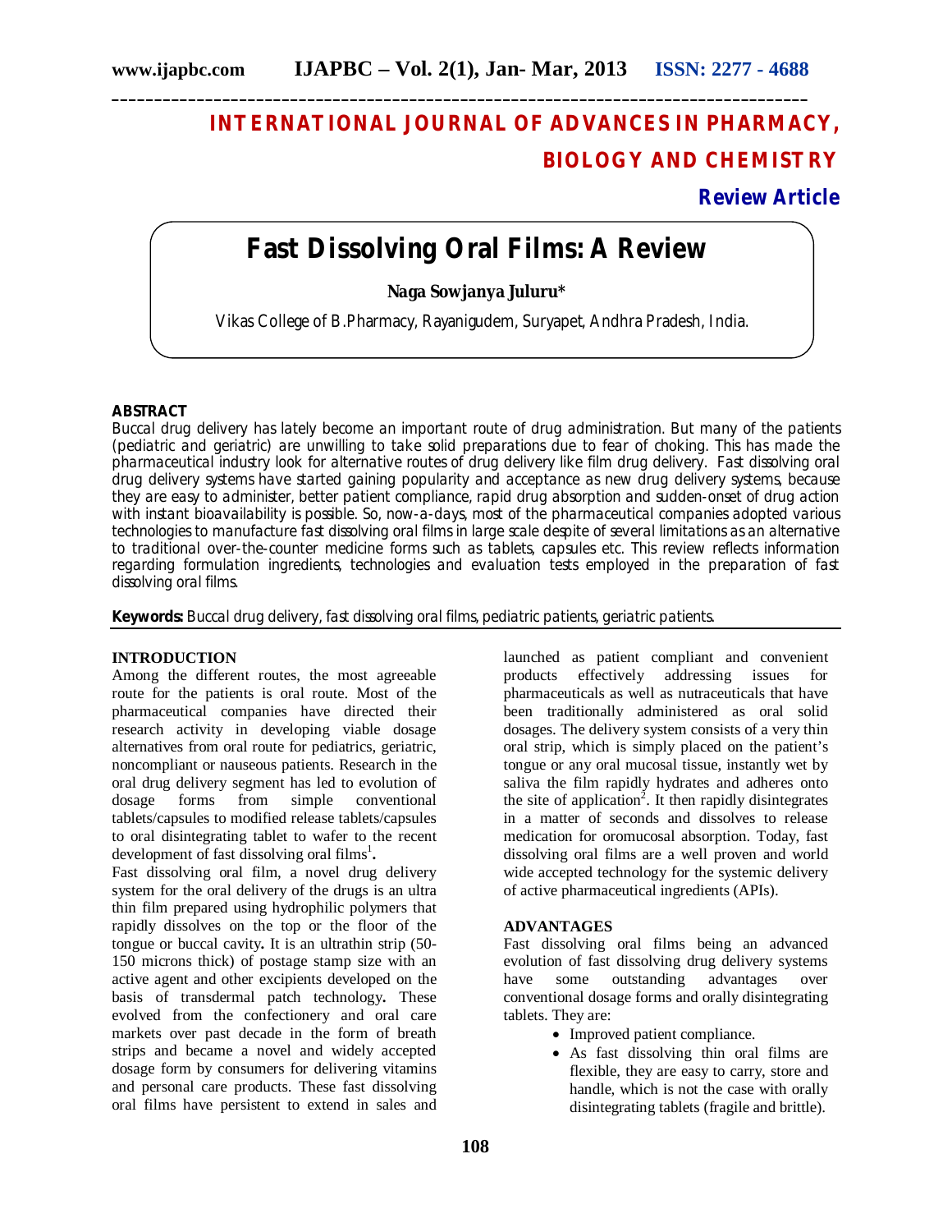# INTERNATIONAL JOURNAL OF ADVANCES IN PHARMACY, BIOLOGY AND CHEMISTRY

**Review Article**

# Fast Dissolving Oral Films: A Review

**Naga Sowjanya Juluru***

Vikas College of B.Pharmacy, Rayanigudem, Suryapet, Andhra Pradesh, India.

## ABSTRACT

Buccal drug delivery has lately become an important route of drug administration. But many of the patients (pediatric and geriatric) are unwilling to take solid preparations due to fear of choking. This has made the pharmaceutical industry look for alternative routes of drug delivery like film drug delivery. Fast dissolving oral drug delivery systems have started gaining popularity and acceptance as new drug delivery systems, because they are easy to administer, better patient compliance, rapid drug absorption and sudden-onset of drug action with instant bioavailability is possible. So, now-a-days, most of the pharmaceutical companies adopted various technologies to manufacture fast dissolving oral films in large scale despite of several limitations as an alternative to traditional over-the-counter medicine forms such as tablets, capsules etc. This review reflects information regarding formulation ingredients, technologies and evaluation tests employed in the preparation of fast dissolving oral films.

**Keywords:** Buccal drug delivery, fast dissolving oral films, pediatric patients, geriatric patients.

## INTRODUCTION

Among the different routes, the most agreeable route for the patients is oral route. Most of the pharmaceutical companies have directed their research activity in developing viable dosage alternatives from oral route for pediatrics, geriatric, noncompliant or nauseous patients. Research in the oral drug delivery segment has led to evolution of dosage forms from simple conventional tablets/capsules to modified release tablets/capsules to oral disintegrating tablet to wafer to the recent development of fast dissolving oral films[1].

Fast dissolving oral film, a novel drug delivery system for the oral delivery of the drugs is an ultra thin film prepared using hydrophilic polymers that rapidly dissolves on the top or the floor of the tongue or buccal cavity**.** It is an ultrathin strip (50-150 microns thick) of postage stamp size with an active agent and other excipients developed on the basis of transdermal patch technology**.** These evolved from the confectionery and oral care markets over past decade in the form of breath strips and became a novel and widely accepted dosage form by consumers for delivering vitamins and personal care products. These fast dissolving oral films have persistent to extend in sales and launched as patient compliant and convenient products effectively addressing issues for pharmaceuticals as well as nutraceuticals that have been traditionally administered as oral solid dosages. The delivery system consists of a very thin oral strip, which is simply placed on the patient's tongue or any oral mucosal tissue, instantly wet by saliva the film rapidly hydrates and adheres onto the site of application[2]. It then rapidly disintegrates in a matter of seconds and dissolves to release medication for oromucosal absorption. Today, fast dissolving oral films are a well proven and world wide accepted technology for the systemic delivery of active pharmaceutical ingredients (APIs).

## ADVANTAGES

Fast dissolving oral films being an advanced evolution of fast dissolving drug delivery systems have some outstanding advantages over conventional dosage forms and orally disintegrating tablets. They are:

- Improved patient compliance.
- As fast dissolving thin oral films are flexible, they are easy to carry, store and handle, which is not the case with orally disintegrating tablets (fragile and brittle).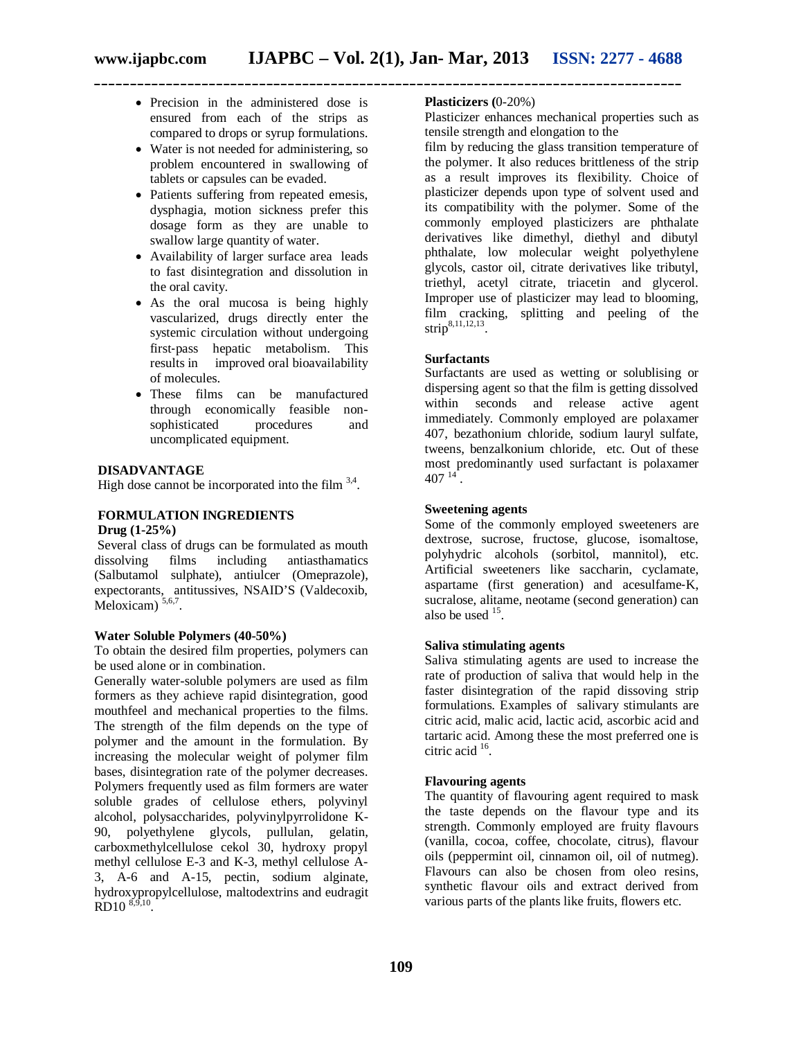- Precision in the administered dose is ensured from each of the strips as compared to drops or syrup formulations.
- Water is not needed for administering, so problem encountered in swallowing of tablets or capsules can be evaded.
- Patients suffering from repeated emesis, dysphagia, motion sickness prefer this dosage form as they are unable to swallow large quantity of water.
- Availability of larger surface area leads to fast disintegration and dissolution in the oral cavity.
- As the oral mucosa is being highly vascularized, drugs directly enter the systemic circulation without undergoing first-pass hepatic metabolism. This results in improved oral bioavailability of molecules.
- These films can be manufactured through economically feasible non-sophisticated procedures and uncomplicated equipment.

## DISADVANTAGE

High dose cannot be incorporated into the film [3,4].

## FORMULATION INGREDIENTS

**Drug (1-25%)**

Several class of drugs can be formulated as mouth dissolving films including antiasthamatics (Salbutamol sulphate), antiulcer (Omeprazole), expectorants, antitussives, NSAID'S (Valdecoxib, Meloxicam) [5,6,7].

**Water Soluble Polymers (40-50%)**

To obtain the desired film properties, polymers can be used alone or in combination.

Generally water-soluble polymers are used as film formers as they achieve rapid disintegration, good mouthfeel and mechanical properties to the films. The strength of the film depends on the type of polymer and the amount in the formulation. By increasing the molecular weight of polymer film bases, disintegration rate of the polymer decreases. Polymers frequently used as film formers are water soluble grades of cellulose ethers, polyvinyl alcohol, polysaccharides, polyvinylpyrrolidone K-90, polyethylene glycols, pullulan, gelatin, carboxmethylcellulose cekol 30, hydroxy propyl methyl cellulose E-3 and K-3, methyl cellulose A-3, A-6 and A-15, pectin, sodium alginate, hydroxypropylcellulose, maltodextrins and eudragit RD10 [8,9,10].

**Plasticizers (**0-20%)

Plasticizer enhances mechanical properties such as tensile strength and elongation to the film by reducing the glass transition temperature of the polymer. It also reduces brittleness of the strip as a result improves its flexibility. Choice of plasticizer depends upon type of solvent used and its compatibility with the polymer. Some of the commonly employed plasticizers are phthalate derivatives like dimethyl, diethyl and dibutyl phthalate, low molecular weight polyethylene glycols, castor oil, citrate derivatives like tributyl, triethyl, acetyl citrate, triacetin and glycerol. Improper use of plasticizer may lead to blooming, film cracking, splitting and peeling of the strip [8,11,12,13].

**Surfactants**

Surfactants are used as wetting or solublising or dispersing agent so that the film is getting dissolved within seconds and release active agent immediately. Commonly employed are polaxamer 407, bezathonium chloride, sodium lauryl sulfate, tweens, benzalkonium chloride, etc. Out of these most predominantly used surfactant is polaxamer 407 [14].

**Sweetening agents**

Some of the commonly employed sweeteners are dextrose, sucrose, fructose, glucose, isomaltose, polyhydric alcohols (sorbitol, mannitol), etc. Artificial sweeteners like saccharin, cyclamate, aspartame (first generation) and acesulfame-K, sucralose, alitame, neotame (second generation) can also be used [15].

**Saliva stimulating agents**

Saliva stimulating agents are used to increase the rate of production of saliva that would help in the faster disintegration of the rapid dissoving strip formulations. Examples of salivary stimulants are citric acid, malic acid, lactic acid, ascorbic acid and tartaric acid. Among these the most preferred one is citric acid [16].

**Flavouring agents**

The quantity of flavouring agent required to mask the taste depends on the flavour type and its strength. Commonly employed are fruity flavours (vanilla, cocoa, coffee, chocolate, citrus), flavour oils (peppermint oil, cinnamon oil, oil of nutmeg). Flavours can also be chosen from oleo resins, synthetic flavour oils and extract derived from various parts of the plants like fruits, flowers etc.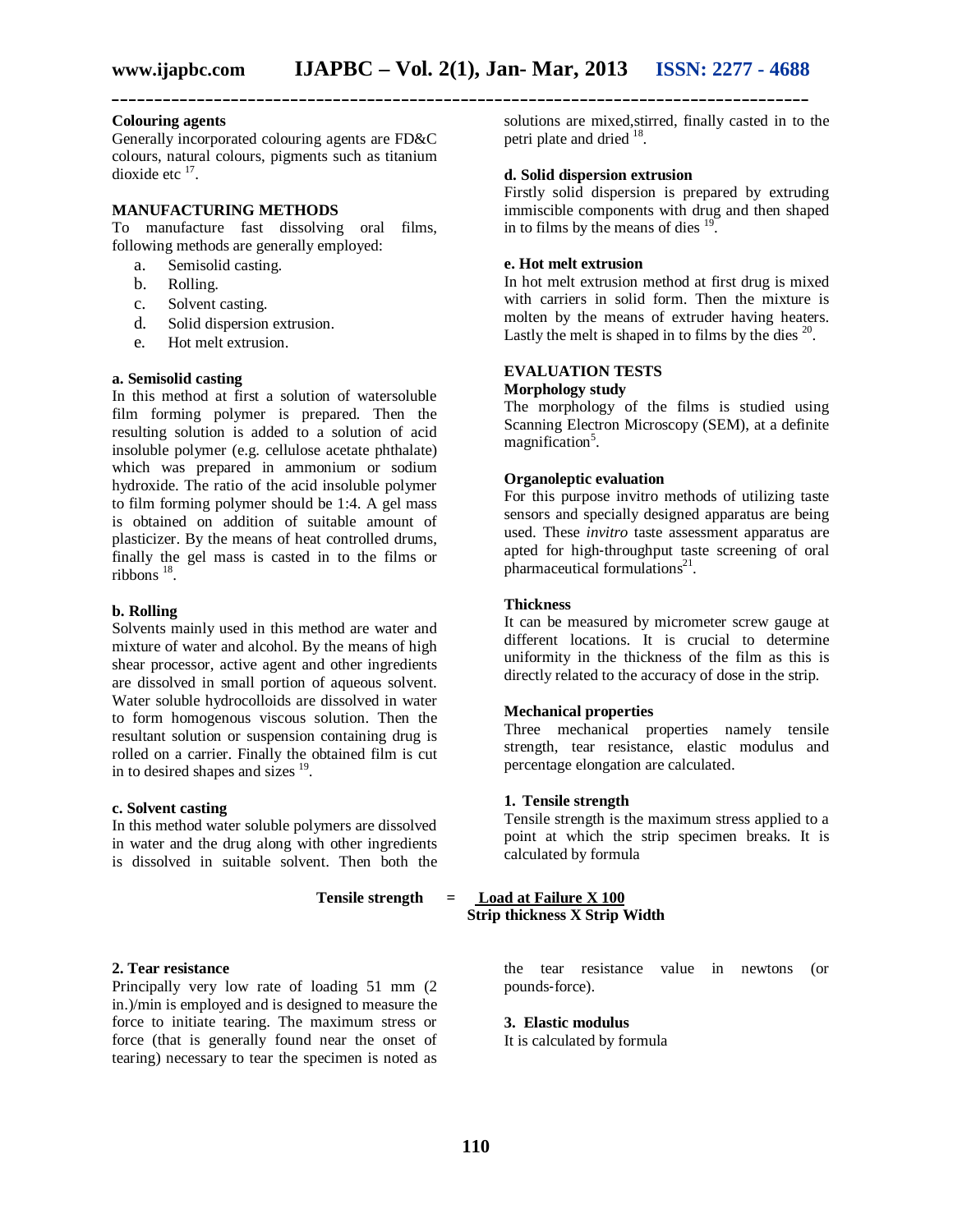**Colouring agents**

Generally incorporated colouring agents are FD&C colours, natural colours, pigments such as titanium dioxide etc [17].

## MANUFACTURING METHODS

To manufacture fast dissolving oral films, following methods are generally employed:

a. Semisolid casting.
b. Rolling.
c. Solvent casting.
d. Solid dispersion extrusion.
e. Hot melt extrusion.

### a. Semisolid casting

In this method at first a solution of watersoluble film forming polymer is prepared. Then the resulting solution is added to a solution of acid insoluble polymer (e.g. cellulose acetate phthalate) which was prepared in ammonium or sodium hydroxide. The ratio of the acid insoluble polymer to film forming polymer should be 1:4. A gel mass is obtained on addition of suitable amount of plasticizer. By the means of heat controlled drums, finally the gel mass is casted in to the films or ribbons [18].

### b. Rolling

Solvents mainly used in this method are water and mixture of water and alcohol. By the means of high shear processor, active agent and other ingredients are dissolved in small portion of aqueous solvent. Water soluble hydrocolloids are dissolved in water to form homogenous viscous solution. Then the resultant solution or suspension containing drug is rolled on a carrier. Finally the obtained film is cut in to desired shapes and sizes [19].

### c. Solvent casting

In this method water soluble polymers are dissolved in water and the drug along with other ingredients is dissolved in suitable solvent. Then both the solutions are mixed,stirred, finally casted in to the petri plate and dried [18].

### d. Solid dispersion extrusion

Firstly solid dispersion is prepared by extruding immiscible components with drug and then shaped in to films by the means of dies [19].

### e. Hot melt extrusion

In hot melt extrusion method at first drug is mixed with carriers in solid form. Then the mixture is molten by the means of extruder having heaters. Lastly the melt is shaped in to films by the dies [20].

## EVALUATION TESTS

### Morphology study

The morphology of the films is studied using Scanning Electron Microscopy (SEM), at a definite magnification[5].

### Organoleptic evaluation

For this purpose invitro methods of utilizing taste sensors and specially designed apparatus are being used. These *invitro* taste assessment apparatus are apted for high-throughput taste screening of oral pharmaceutical formulations[21].

### Thickness

It can be measured by micrometer screw gauge at different locations. It is crucial to determine uniformity in the thickness of the film as this is directly related to the accuracy of dose in the strip.

### Mechanical properties

Three mechanical properties namely tensile strength, tear resistance, elastic modulus and percentage elongation are calculated.

#### 1. Tensile strength

Tensile strength is the maximum stress applied to a point at which the strip specimen breaks. It is calculated by formula

$$\textbf{Tensile strength} = \frac{\textbf{Load at Failure X 100}}{\textbf{Strip thickness X Strip Width}}$$

#### 2. Tear resistance

Principally very low rate of loading 51 mm (2 in.)/min is employed and is designed to measure the force to initiate tearing. The maximum stress or force (that is generally found near the onset of tearing) necessary to tear the specimen is noted as the tear resistance value in newtons (or pounds-force).

#### 3. Elastic modulus

It is calculated by formula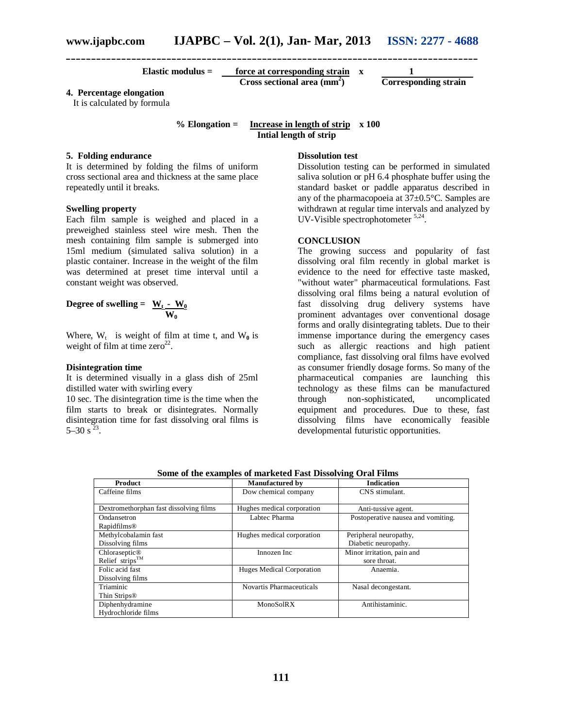$$\text{Elastic modulus} = \frac{\text{force at corresponding strain}}{\text{Cross sectional area (mm}^2\text{)}} \times \frac{1}{\text{Corresponding strain}}$$

**4. Percentage elongation**

It is calculated by formula

$$\text{\% Elongation} = \frac{\text{Increase in length of strip}}{\text{Intial length of strip}} \times 100$$

**5. Folding endurance**

It is determined by folding the films of uniform cross sectional area and thickness at the same place repeatedly until it breaks.

**Swelling property**

Each film sample is weighed and placed in a preweighed stainless steel wire mesh. Then the mesh containing film sample is submerged into 15ml medium (simulated saliva solution) in a plastic container. Increase in the weight of the film was determined at preset time interval until a constant weight was observed.

$$\text{Degree of swelling} = \frac{W_t - W_0}{W_0}$$

Where, $W_t$ is weight of film at time t, and $W_0$ is weight of film at time zero[22].

**Disintegration time**

It is determined visually in a glass dish of 25ml distilled water with swirling every 10 sec. The disintegration time is the time when the film starts to break or disintegrates. Normally disintegration time for fast dissolving oral films is 5–30 s [23].

**Dissolution test**

Dissolution testing can be performed in simulated saliva solution or pH 6.4 phosphate buffer using the standard basket or paddle apparatus described in any of the pharmacopoeia at 37±0.5°C. Samples are withdrawn at regular time intervals and analyzed by UV-Visible spectrophotometer [5,24].

**CONCLUSION**

The growing success and popularity of fast dissolving oral film recently in global market is evidence to the need for effective taste masked, "without water" pharmaceutical formulations. Fast dissolving oral films being a natural evolution of fast dissolving drug delivery systems have prominent advantages over conventional dosage forms and orally disintegrating tablets. Due to their immense importance during the emergency cases such as allergic reactions and high patient compliance, fast dissolving oral films have evolved as consumer friendly dosage forms. So many of the pharmaceutical companies are launching this technology as these films can be manufactured through non-sophisticated, uncomplicated equipment and procedures. Due to these, fast dissolving films have economically feasible developmental futuristic opportunities.

**Some of the examples of marketed Fast Dissolving Oral Films**

| Product | Manufactured by | Indication |
|---|---|---|
| Caffeine films | Dow chemical company | CNS stimulant. |
| Dextromethorphan fast dissolving films | Hughes medical corporation | Anti-tussive agent. |
| Ondansetron Rapidfilms® | Labtec Pharma | Postoperative nausea and vomiting. |
| Methylcobalamin fast Dissolving films | Hughes medical corporation | Peripheral neuropathy, Diabetic neuropathy. |
| Chloraseptic® Relief strips™ | Innozen Inc | Minor irritation, pain and sore throat. |
| Folic acid fast Dissolving films | Huges Medical Corporation | Anaemia. |
| Triaminic Thin Strips® | Novartis Pharmaceuticals | Nasal decongestant. |
| Diphenhydramine Hydrochloride films | MonoSolRX | Antihistaminic. |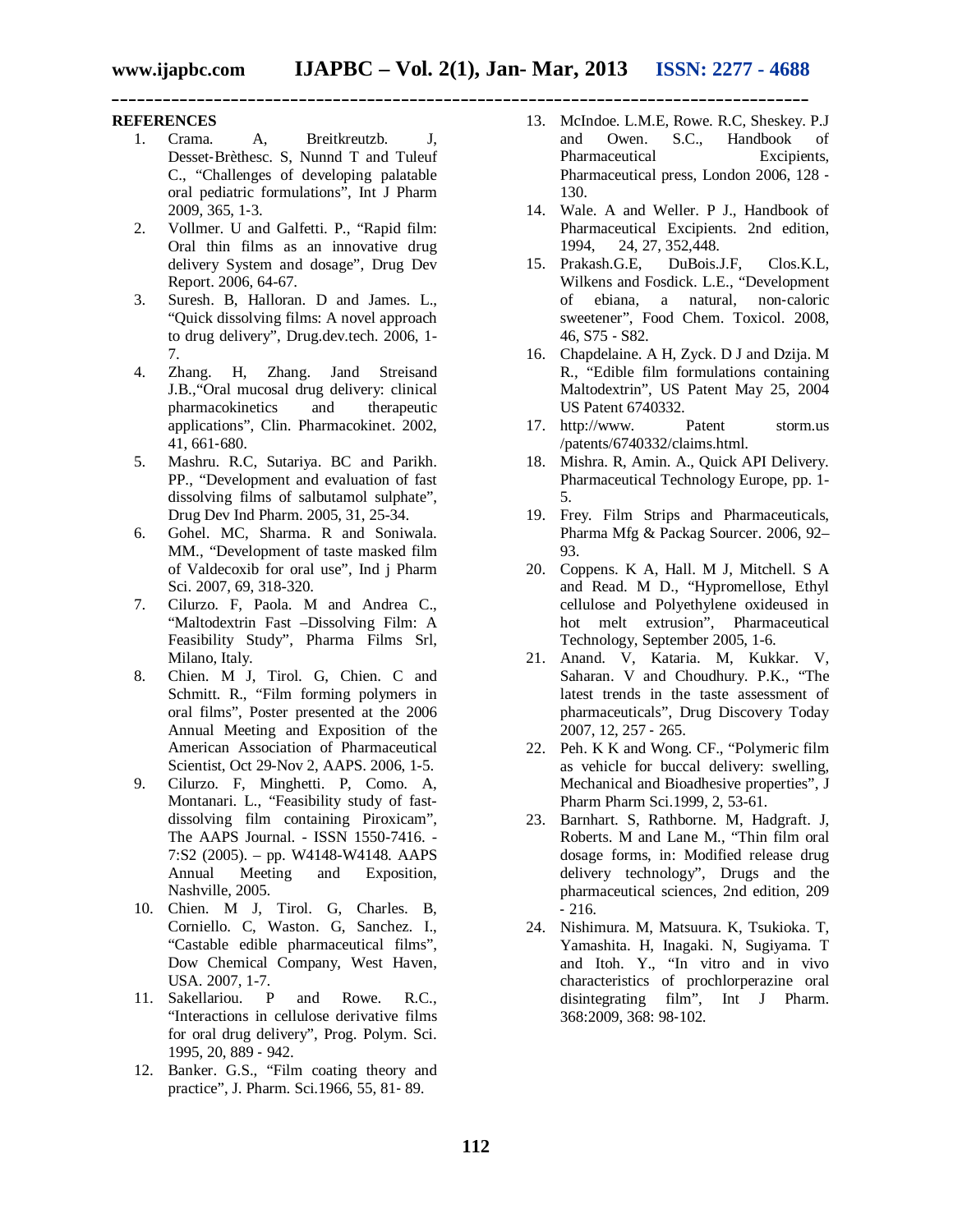## REFERENCES

1. Crama. A, Breitkreutzb. J, Desset-Brèthesc. S, Nunnd T and Tuleuf C., "Challenges of developing palatable oral pediatric formulations", Int J Pharm 2009, 365, 1-3.
2. Vollmer. U and Galfetti. P., "Rapid film: Oral thin films as an innovative drug delivery System and dosage", Drug Dev Report. 2006, 64-67.
3. Suresh. B, Halloran. D and James. L., "Quick dissolving films: A novel approach to drug delivery", Drug.dev.tech. 2006, 1-7.
4. Zhang. H, Zhang. Jand Streisand J.B.,"Oral mucosal drug delivery: clinical pharmacokinetics and therapeutic applications", Clin. Pharmacokinet. 2002, 41, 661-680.
5. Mashru. R.C, Sutariya. BC and Parikh. PP., "Development and evaluation of fast dissolving films of salbutamol sulphate", Drug Dev Ind Pharm. 2005, 31, 25-34.
6. Gohel. MC, Sharma. R and Soniwala. MM., "Development of taste masked film of Valdecoxib for oral use", Ind j Pharm Sci. 2007, 69, 318-320.
7. Cilurzo. F, Paola. M and Andrea C., "Maltodextrin Fast –Dissolving Film: A Feasibility Study", Pharma Films Srl, Milano, Italy.
8. Chien. M J, Tirol. G, Chien. C and Schmitt. R., "Film forming polymers in oral films", Poster presented at the 2006 Annual Meeting and Exposition of the American Association of Pharmaceutical Scientist, Oct 29-Nov 2, AAPS. 2006, 1-5.
9. Cilurzo. F, Minghetti. P, Como. A, Montanari. L., "Feasibility study of fast-dissolving film containing Piroxicam", The AAPS Journal. - ISSN 1550-7416. - 7:S2 (2005). – pp. W4148-W4148. AAPS Annual Meeting and Exposition, Nashville, 2005.
10. Chien. M J, Tirol. G, Charles. B, Corniello. C, Waston. G, Sanchez. I., "Castable edible pharmaceutical films", Dow Chemical Company, West Haven, USA. 2007, 1-7.
11. Sakellariou. P and Rowe. R.C., "Interactions in cellulose derivative films for oral drug delivery", Prog. Polym. Sci. 1995, 20, 889 - 942.
12. Banker. G.S., "Film coating theory and practice", J. Pharm. Sci.1966, 55, 81- 89.
13. McIndoe. L.M.E, Rowe. R.C, Sheskey. P.J and Owen. S.C., Handbook of Pharmaceutical Excipients, Pharmaceutical press, London 2006, 128 - 130.
14. Wale. A and Weller. P J., Handbook of Pharmaceutical Excipients. 2nd edition, 1994, 24, 27, 352,448.
15. Prakash.G.E, DuBois.J.F, Clos.K.L, Wilkens and Fosdick. L.E., "Development of ebiana, a natural, non-caloric sweetener", Food Chem. Toxicol. 2008, 46, S75 - S82.
16. Chapdelaine. A H, Zyck. D J and Dzija. M R., "Edible film formulations containing Maltodextrin", US Patent May 25, 2004 US Patent 6740332.
17. http://www. Patent storm.us /patents/6740332/claims.html.
18. Mishra. R, Amin. A., Quick API Delivery. Pharmaceutical Technology Europe, pp. 1-5.
19. Frey. Film Strips and Pharmaceuticals, Pharma Mfg & Packag Sourcer. 2006, 92–93.
20. Coppens. K A, Hall. M J, Mitchell. S A and Read. M D., "Hypromellose, Ethyl cellulose and Polyethylene oxideused in hot melt extrusion", Pharmaceutical Technology, September 2005, 1-6.
21. Anand. V, Kataria. M, Kukkar. V, Saharan. V and Choudhury. P.K., "The latest trends in the taste assessment of pharmaceuticals", Drug Discovery Today 2007, 12, 257 - 265.
22. Peh. K K and Wong. CF., "Polymeric film as vehicle for buccal delivery: swelling, Mechanical and Bioadhesive properties", J Pharm Pharm Sci.1999, 2, 53-61.
23. Barnhart. S, Rathborne. M, Hadgraft. J, Roberts. M and Lane M., "Thin film oral dosage forms, in: Modified release drug delivery technology", Drugs and the pharmaceutical sciences, 2nd edition, 209 - 216.
24. Nishimura. M, Matsuura. K, Tsukioka. T, Yamashita. H, Inagaki. N, Sugiyama. T and Itoh. Y., "In vitro and in vivo characteristics of prochlorperazine oral disintegrating film", Int J Pharm. 368:2009, 368: 98-102.